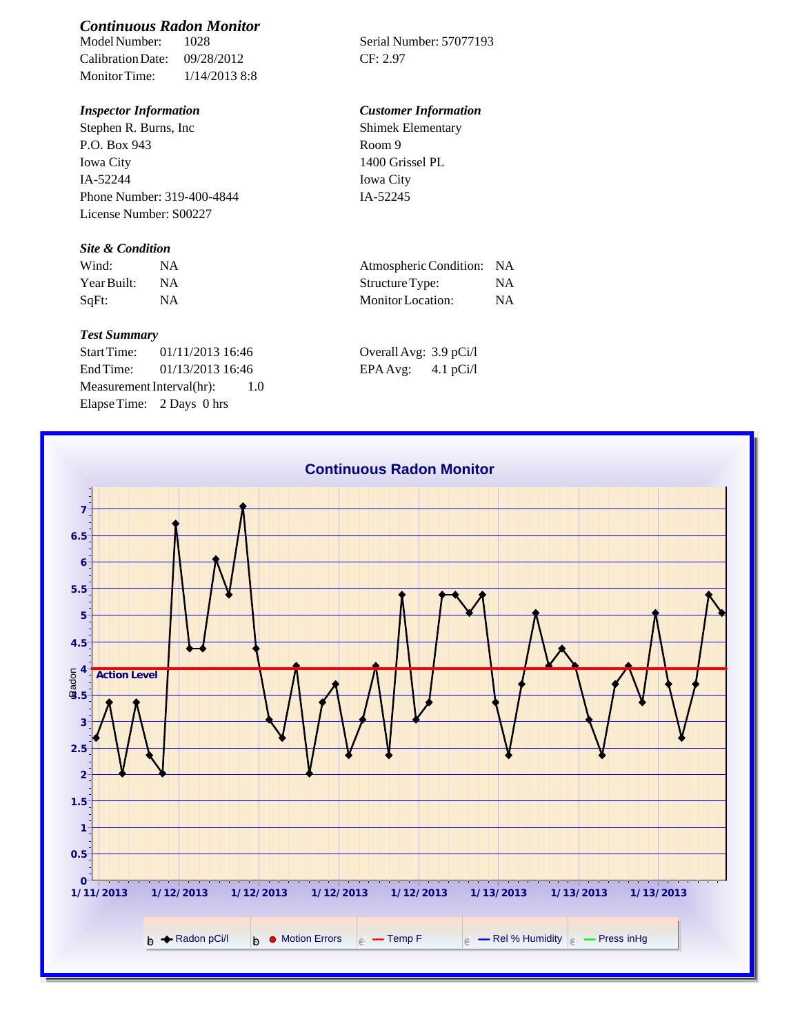## *Continuous Radon Monitor*

Model Number: 1028
Calibration Date: 09/28/2012
Monitor Time: 1/14/2013 8:8

Serial Number: 57077193
CF: 2.97

### *Inspector Information*

Stephen R. Burns, Inc
P.O. Box 943
Iowa City
IA-52244
Phone Number: 319-400-4844
License Number: S00227

### *Customer Information*

Shimek Elementary
Room 9
1400 Grissel PL
Iowa City
IA-52245

### *Site & Condition*

| | | | |
|---|---|---|---|
| Wind: | NA | Atmospheric Condition: | NA |
| Year Built: | NA | Structure Type: | NA |
| SqFt: | NA | Monitor Location: | NA |

### *Test Summary*

Start Time: 01/11/2013 16:46
End Time: 01/13/2013 16:46
Measurement Interval(hr): 1.0
Elapse Time: 2 Days 0 hrs

Overall Avg: 3.9 pCi/l
EPA Avg: 4.1 pCi/l

**Continuous Radon Monitor**

Action Level

Radon

0, 0.5, 1, 1.5, 2, 2.5, 3, 3.5, 4, 4.5, 5, 5.5, 6, 6.5, 7

1/11/2013, 1/12/2013, 1/12/2013, 1/12/2013, 1/12/2013, 1/13/2013, 1/13/2013, 1/13/2013

Radon pCi/l | Motion Errors | Temp F | Rel % Humidity | Press inHg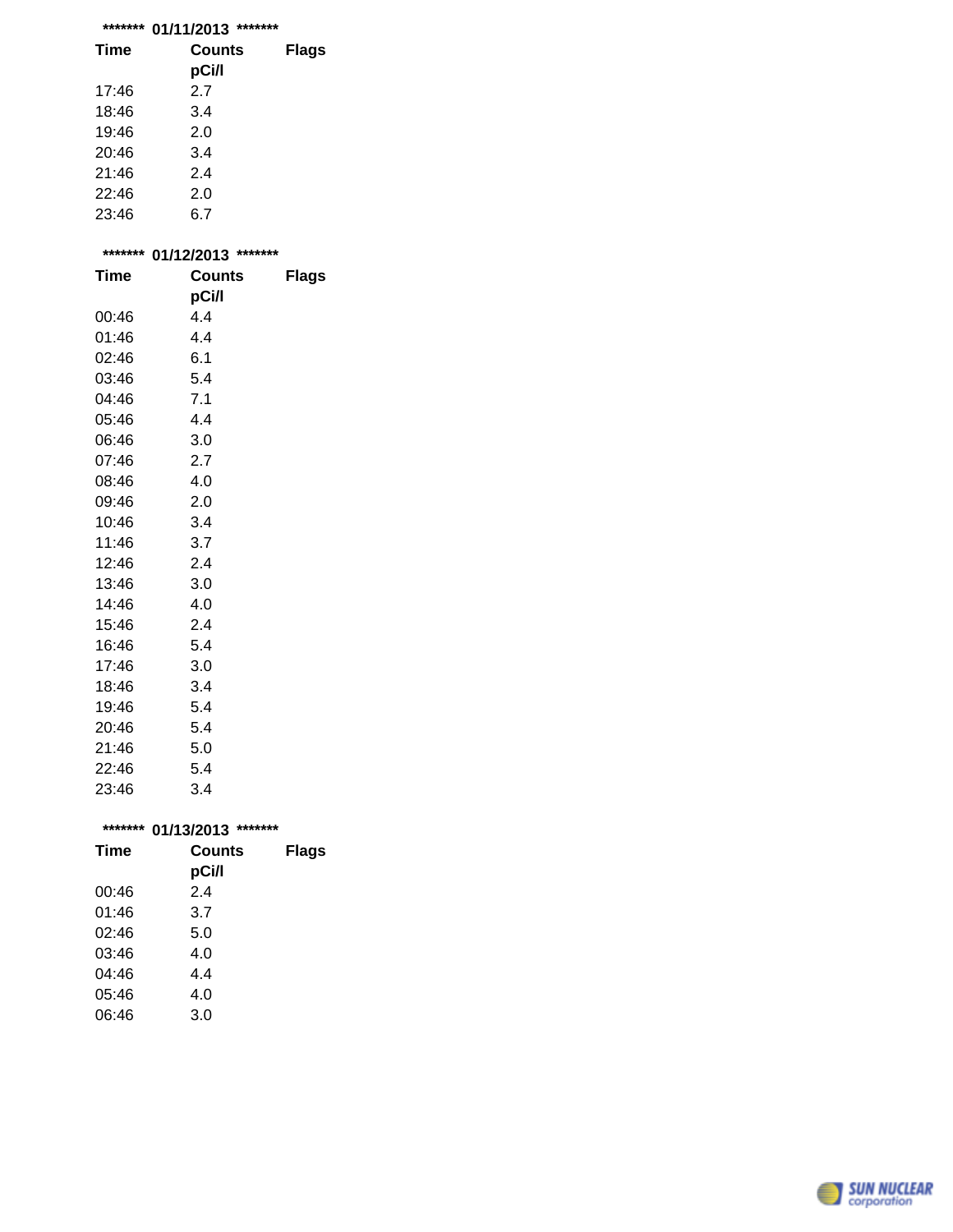******* 01/11/2013 *******

| Time | Counts pCi/l | Flags |
|---|---|---|
| 17:46 | 2.7 | |
| 18:46 | 3.4 | |
| 19:46 | 2.0 | |
| 20:46 | 3.4 | |
| 21:46 | 2.4 | |
| 22:46 | 2.0 | |
| 23:46 | 6.7 | |

******* 01/12/2013 *******

| Time | Counts pCi/l | Flags |
|---|---|---|
| 00:46 | 4.4 | |
| 01:46 | 4.4 | |
| 02:46 | 6.1 | |
| 03:46 | 5.4 | |
| 04:46 | 7.1 | |
| 05:46 | 4.4 | |
| 06:46 | 3.0 | |
| 07:46 | 2.7 | |
| 08:46 | 4.0 | |
| 09:46 | 2.0 | |
| 10:46 | 3.4 | |
| 11:46 | 3.7 | |
| 12:46 | 2.4 | |
| 13:46 | 3.0 | |
| 14:46 | 4.0 | |
| 15:46 | 2.4 | |
| 16:46 | 5.4 | |
| 17:46 | 3.0 | |
| 18:46 | 3.4 | |
| 19:46 | 5.4 | |
| 20:46 | 5.4 | |
| 21:46 | 5.0 | |
| 22:46 | 5.4 | |
| 23:46 | 3.4 | |

******* 01/13/2013 *******

| Time | Counts pCi/l | Flags |
|---|---|---|
| 00:46 | 2.4 | |
| 01:46 | 3.7 | |
| 02:46 | 5.0 | |
| 03:46 | 4.0 | |
| 04:46 | 4.4 | |
| 05:46 | 4.0 | |
| 06:46 | 3.0 | |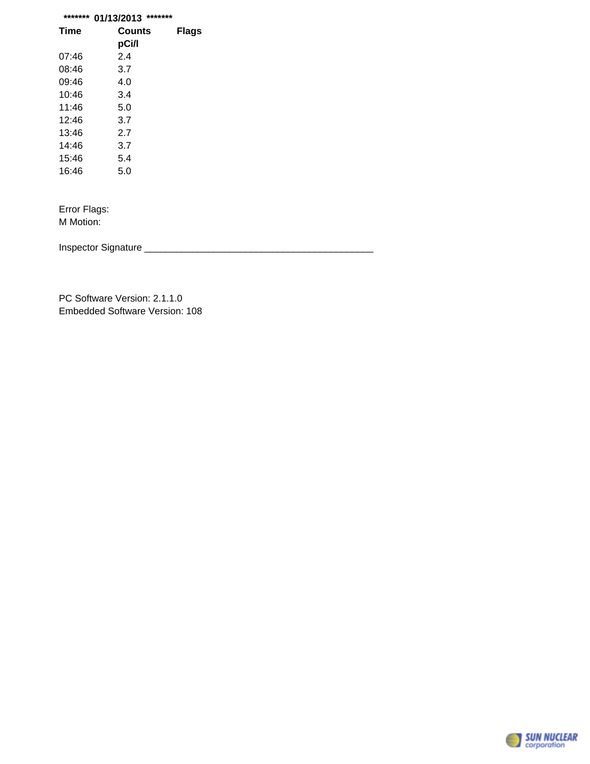**\*\*\*\*\*\*\* 01/13/2013 \*\*\*\*\*\*\***

| Time | Counts pCi/l | Flags |
|---|---|---|
| 07:46 | 2.4 | |
| 08:46 | 3.7 | |
| 09:46 | 4.0 | |
| 10:46 | 3.4 | |
| 11:46 | 5.0 | |
| 12:46 | 3.7 | |
| 13:46 | 2.7 | |
| 14:46 | 3.7 | |
| 15:46 | 5.4 | |
| 16:46 | 5.0 | |

Error Flags:
M Motion:

Inspector Signature ___________________________________________

PC Software Version: 2.1.1.0
Embedded Software Version: 108

SUN NUCLEAR corporation